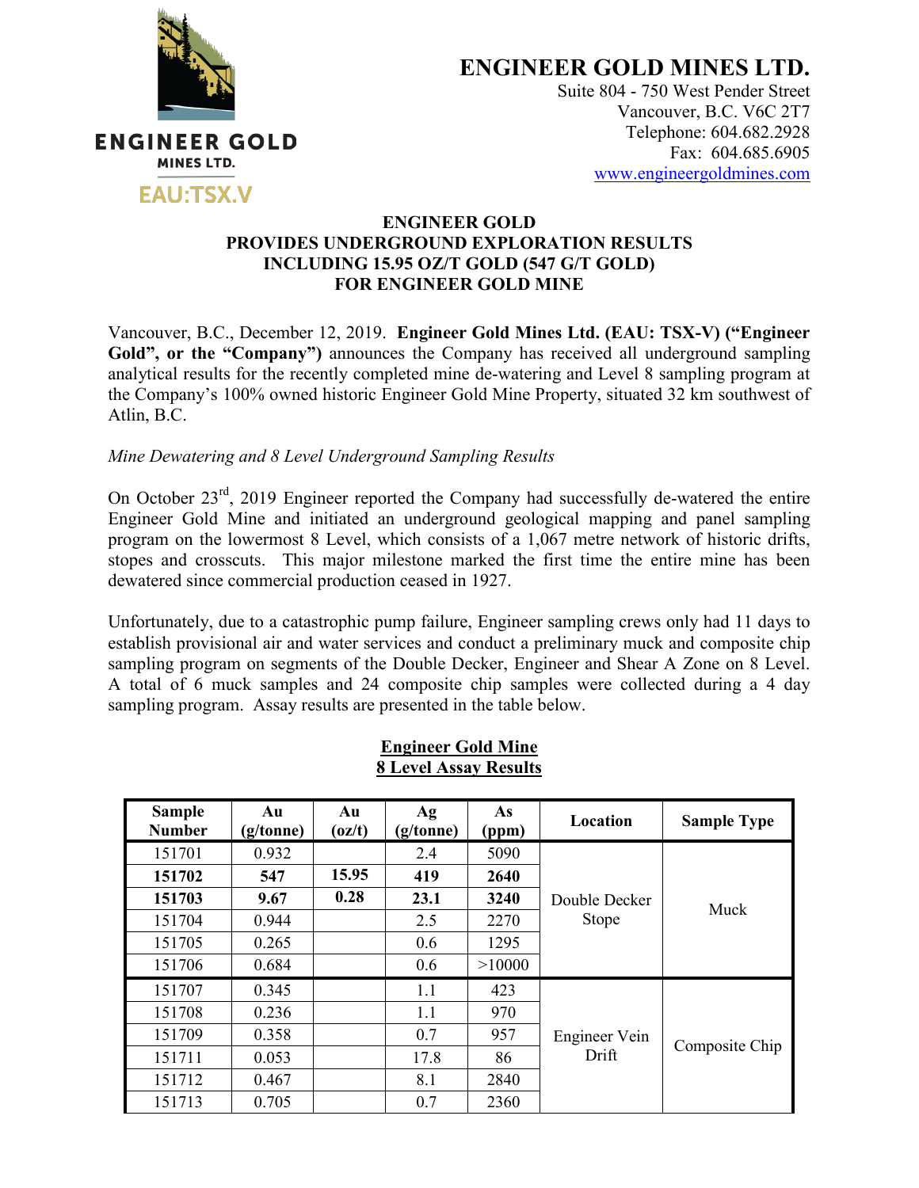ENGINEER GOLD MINES LTD.

EAU:TSX.V

# ENGINEER GOLD MINES LTD.

Suite 804 - 750 West Pender Street
Vancouver, B.C. V6C 2T7
Telephone: 604.682.2928
Fax: 604.685.6905
www.engineergoldmines.com

## ENGINEER GOLD PROVIDES UNDERGROUND EXPLORATION RESULTS INCLUDING 15.95 OZ/T GOLD (547 G/T GOLD) FOR ENGINEER GOLD MINE

Vancouver, B.C., December 12, 2019. **Engineer Gold Mines Ltd. (EAU: TSX-V) ("Engineer Gold", or the "Company")** announces the Company has received all underground sampling analytical results for the recently completed mine de-watering and Level 8 sampling program at the Company's 100% owned historic Engineer Gold Mine Property, situated 32 km southwest of Atlin, B.C.

*Mine Dewatering and 8 Level Underground Sampling Results*

On October 23rd, 2019 Engineer reported the Company had successfully de-watered the entire Engineer Gold Mine and initiated an underground geological mapping and panel sampling program on the lowermost 8 Level, which consists of a 1,067 metre network of historic drifts, stopes and crosscuts. This major milestone marked the first time the entire mine has been dewatered since commercial production ceased in 1927.

Unfortunately, due to a catastrophic pump failure, Engineer sampling crews only had 11 days to establish provisional air and water services and conduct a preliminary muck and composite chip sampling program on segments of the Double Decker, Engineer and Shear A Zone on 8 Level. A total of 6 muck samples and 24 composite chip samples were collected during a 4 day sampling program. Assay results are presented in the table below.

**Engineer Gold Mine**
**8 Level Assay Results**

| Sample Number | Au (g/tonne) | Au (oz/t) | Ag (g/tonne) | As (ppm) | Location | Sample Type |
|---|---|---|---|---|---|---|
| 151701 | 0.932 | | 2.4 | 5090 | Double Decker Stope | Muck |
| **151702** | **547** | **15.95** | **419** | **2640** | | |
| **151703** | **9.67** | **0.28** | **23.1** | **3240** | | |
| 151704 | 0.944 | | 2.5 | 2270 | | |
| 151705 | 0.265 | | 0.6 | 1295 | | |
| 151706 | 0.684 | | 0.6 | >10000 | | |
| 151707 | 0.345 | | 1.1 | 423 | Engineer Vein Drift | Composite Chip |
| 151708 | 0.236 | | 1.1 | 970 | | |
| 151709 | 0.358 | | 0.7 | 957 | | |
| 151711 | 0.053 | | 17.8 | 86 | | |
| 151712 | 0.467 | | 8.1 | 2840 | | |
| 151713 | 0.705 | | 0.7 | 2360 | | |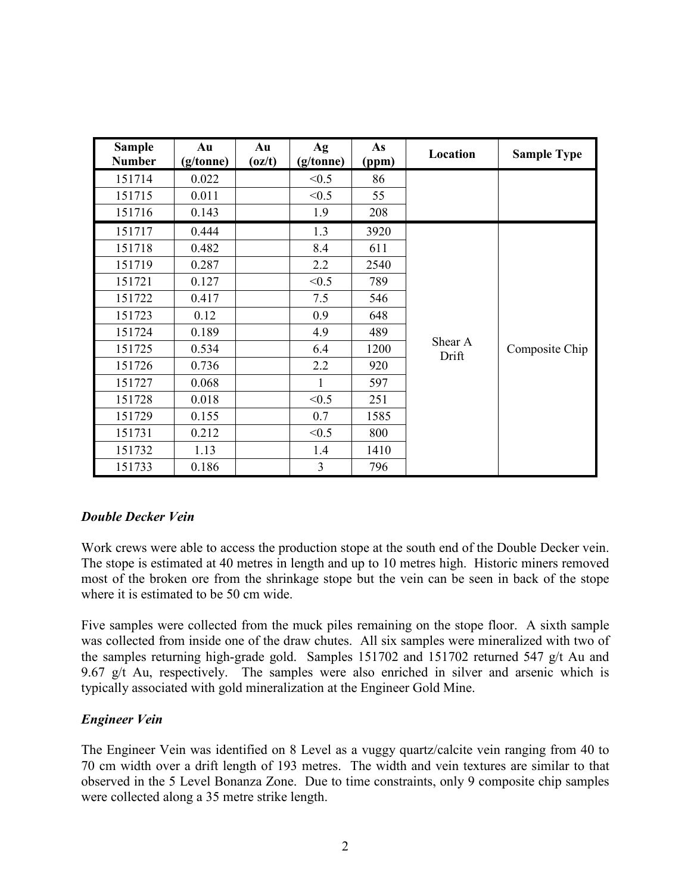| Sample Number | Au (g/tonne) | Au (oz/t) | Ag (g/tonne) | As (ppm) | Location | Sample Type |
|---|---|---|---|---|---|---|
| 151714 | 0.022 | | <0.5 | 86 | | |
| 151715 | 0.011 | | <0.5 | 55 | | |
| 151716 | 0.143 | | 1.9 | 208 | | |
| 151717 | 0.444 | | 1.3 | 3920 | Shear A Drift | Composite Chip |
| 151718 | 0.482 | | 8.4 | 611 | | |
| 151719 | 0.287 | | 2.2 | 2540 | | |
| 151721 | 0.127 | | <0.5 | 789 | | |
| 151722 | 0.417 | | 7.5 | 546 | | |
| 151723 | 0.12 | | 0.9 | 648 | | |
| 151724 | 0.189 | | 4.9 | 489 | | |
| 151725 | 0.534 | | 6.4 | 1200 | | |
| 151726 | 0.736 | | 2.2 | 920 | | |
| 151727 | 0.068 | | 1 | 597 | | |
| 151728 | 0.018 | | <0.5 | 251 | | |
| 151729 | 0.155 | | 0.7 | 1585 | | |
| 151731 | 0.212 | | <0.5 | 800 | | |
| 151732 | 1.13 | | 1.4 | 1410 | | |
| 151733 | 0.186 | | 3 | 796 | | |

### *Double Decker Vein*

Work crews were able to access the production stope at the south end of the Double Decker vein. The stope is estimated at 40 metres in length and up to 10 metres high. Historic miners removed most of the broken ore from the shrinkage stope but the vein can be seen in back of the stope where it is estimated to be 50 cm wide.

Five samples were collected from the muck piles remaining on the stope floor. A sixth sample was collected from inside one of the draw chutes. All six samples were mineralized with two of the samples returning high-grade gold. Samples 151702 and 151702 returned 547 g/t Au and 9.67 g/t Au, respectively. The samples were also enriched in silver and arsenic which is typically associated with gold mineralization at the Engineer Gold Mine.

### *Engineer Vein*

The Engineer Vein was identified on 8 Level as a vuggy quartz/calcite vein ranging from 40 to 70 cm width over a drift length of 193 metres. The width and vein textures are similar to that observed in the 5 Level Bonanza Zone. Due to time constraints, only 9 composite chip samples were collected along a 35 metre strike length.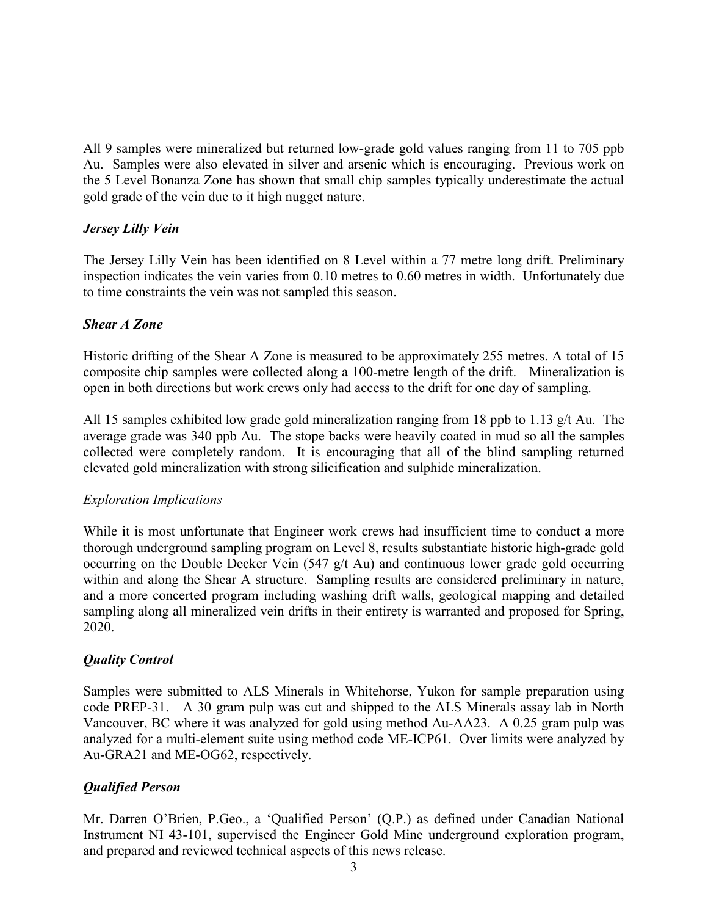All 9 samples were mineralized but returned low-grade gold values ranging from 11 to 705 ppb Au. Samples were also elevated in silver and arsenic which is encouraging. Previous work on the 5 Level Bonanza Zone has shown that small chip samples typically underestimate the actual gold grade of the vein due to it high nugget nature.

### *Jersey Lilly Vein*

The Jersey Lilly Vein has been identified on 8 Level within a 77 metre long drift. Preliminary inspection indicates the vein varies from 0.10 metres to 0.60 in width. Unfortunately due to time constraints the vein was not sampled this season.

### *Shear A Zone*

Historic drifting of the Shear A Zone is measured to be approximately 255 metres. A total of 15 composite chip samples were collected along a 100-metre length of the drift. Mineralization is open in both directions but work crews only had access to the drift for one day of sampling.

All 15 samples exhibited low grade gold mineralization ranging from 18 ppb to 1.13 g/t Au. The average grade was 340 ppb Au. The stope backs were heavily coated in mud so all the samples collected were completely random. It is encouraging that all of the blind sampling returned elevated gold mineralization with strong silicification and sulphide mineralization.

### *Exploration Implications*

While it is most unfortunate that Engineer work crews had insufficient time to conduct a more thorough underground sampling program on Level 8, results substantiate historic high-grade gold occurring on the Double Decker Vein (547 g/t Au) and continuous lower grade gold occurring within and along the Shear A structure. Sampling results are considered preliminary in nature, and a more concerted program including washing drift walls, geological mapping and detailed sampling along all mineralized vein drifts in their entirety is warranted and proposed for Spring, 2020.

### *Quality Control*

Samples were submitted to ALS Minerals in Whitehorse, Yukon for sample preparation using code PREP-31. A 30 gram pulp was cut and shipped to the ALS Minerals assay lab in North Vancouver, BC where it was analyzed for gold using method Au-AA23. A 0.25 gram pulp was analyzed for a multi-element suite using method code ME-ICP61. Over limits were analyzed by Au-GRA21 and ME-OG62, respectively.

### *Qualified Person*

Mr. Darren O'Brien, P.Geo., a 'Qualified Person' (Q.P.) as defined under Canadian National Instrument NI 43-101, supervised the Engineer Gold Mine underground exploration program, and prepared and reviewed technical aspects of this news release.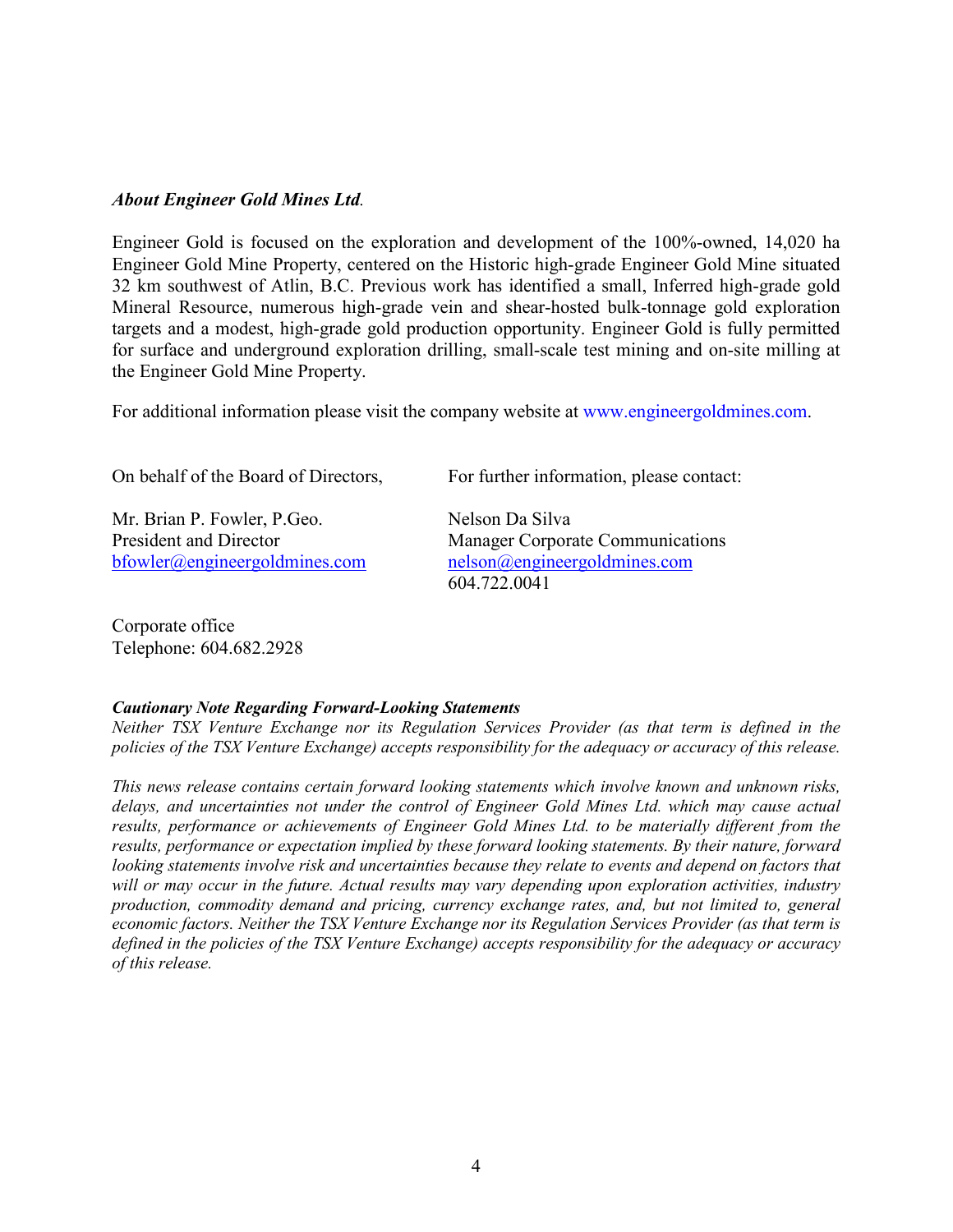***About Engineer Gold Mines Ltd**.*

Engineer Gold is focused on the exploration and development of the 100%-owned, 14,020 ha Engineer Gold Mine Property, centered on the Historic high-grade Engineer Gold Mine situated 32 km southwest of Atlin, B.C. Previous work has identified a small, Inferred high-grade gold Mineral Resource, numerous high-grade vein and shear-hosted bulk-tonnage gold exploration targets and a modest, high-grade gold production opportunity. Engineer Gold is fully permitted for surface and underground exploration drilling, small-scale test mining and on-site milling at the Engineer Gold Mine Property.

For additional information please visit the company website at www.engineergoldmines.com.

On behalf of the Board of Directors,

Mr. Brian P. Fowler, P.Geo.
President and Director
bfowler@engineergoldmines.com

For further information, please contact:

Nelson Da Silva
Manager Corporate Communications
nelson@engineergoldmines.com
604.722.0041

Corporate office
Telephone: 604.682.2928

***Cautionary Note Regarding Forward-Looking Statements***

*Neither TSX Venture Exchange nor its Regulation Services Provider (as that term is defined in the policies of the TSX Venture Exchange) accepts responsibility for the adequacy or accuracy of this release.*

*This news release contains certain forward looking statements which involve known and unknown risks, delays, and uncertainties not under the control of Engineer Gold Mines Ltd. which may cause actual results, performance or achievements of Engineer Gold Mines Ltd. to be materially different from the results, performance or expectation implied by these forward looking statements. By their nature, forward looking statements involve risk and uncertainties because they relate to events and depend on factors that will or may occur in the future. Actual results may vary depending upon exploration activities, industry production, commodity demand and pricing, currency exchange rates, and, but not limited to, general economic factors. Neither the TSX Venture Exchange nor its Regulation Services Provider (as that term is defined in the policies of the TSX Venture Exchange) accepts responsibility for the adequacy or accuracy of this release.*